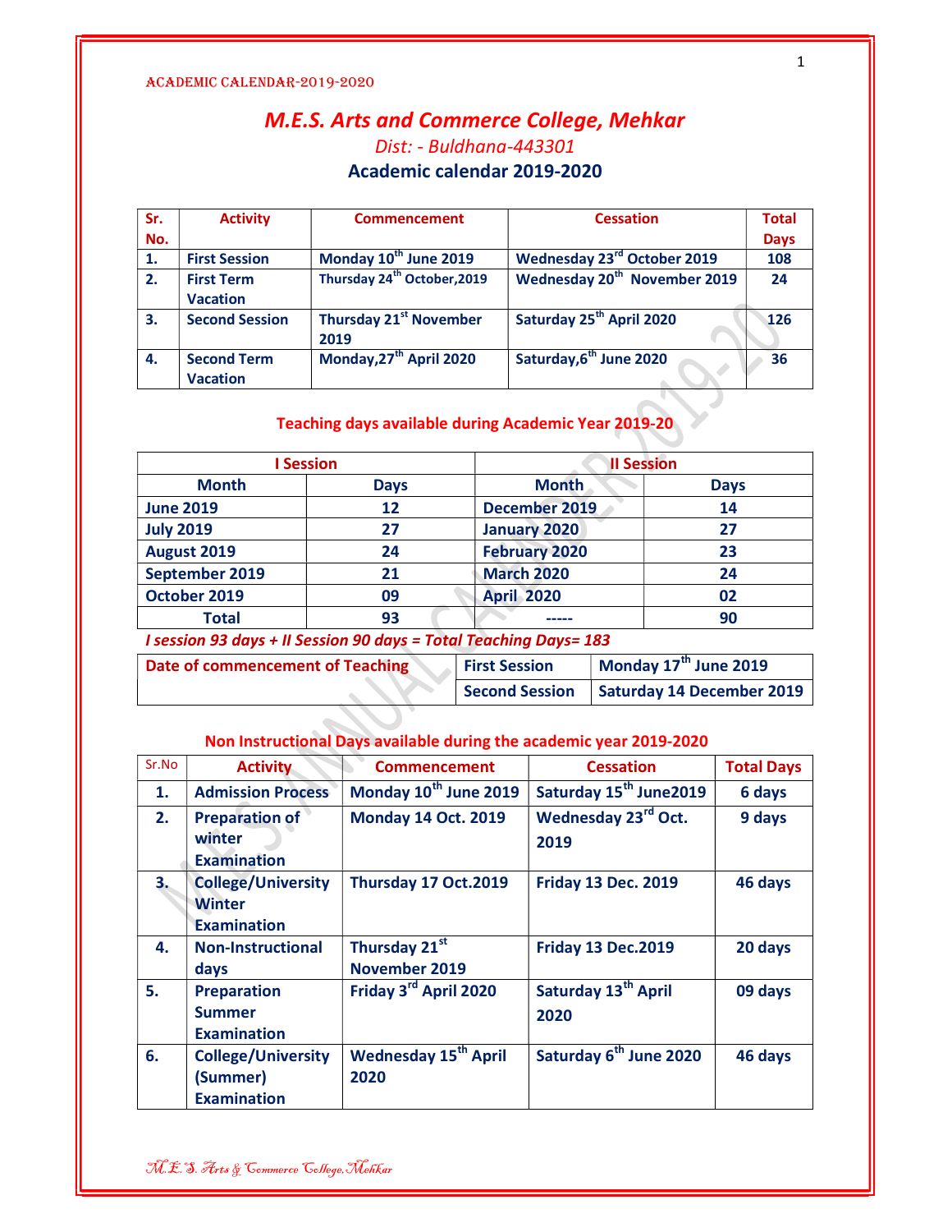# M.E.S. Arts and Commerce College, Mehkar

*Dist: - Buldhana-443301*

## Academic calendar 2019-2020

| Sr. No. | Activity | Commencement | Cessation | Total Days |
|---|---|---|---|---|
| 1. | First Session | Monday 10th June 2019 | Wednesday 23rd October 2019 | 108 |
| 2. | First Term Vacation | Thursday 24th October,2019 | Wednesday 20th November 2019 | 24 |
| 3. | Second Session | Thursday 21st November 2019 | Saturday 25th April 2020 | 126 |
| 4. | Second Term Vacation | Monday,27th April 2020 | Saturday,6th June 2020 | 36 |

### Teaching days available during Academic Year 2019-20

| I Session | | II Session | |
|---|---|---|---|
| Month | Days | Month | Days |
| June 2019 | 12 | December 2019 | 14 |
| July 2019 | 27 | January 2020 | 27 |
| August 2019 | 24 | February 2020 | 23 |
| September 2019 | 21 | March 2020 | 24 |
| October 2019 | 09 | April 2020 | 02 |
| Total | 93 | ----- | 90 |

*I session 93 days + II Session 90 days = Total Teaching Days= 183*

| Date of commencement of Teaching | First Session | Monday 17th June 2019 |
|---|---|---|
| | Second Session | Saturday 14 December 2019 |

### Non Instructional Days available during the academic year 2019-2020

| Sr.No | Activity | Commencement | Cessation | Total Days |
|---|---|---|---|---|
| 1. | Admission Process | Monday 10th June 2019 | Saturday 15th June2019 | 6 days |
| 2. | Preparation of winter Examination | Monday 14 Oct. 2019 | Wednesday 23rd Oct. 2019 | 9 days |
| 3. | College/University Winter Examination | Thursday 17 Oct.2019 | Friday 13 Dec. 2019 | 46 days |
| 4. | Non-Instructional days | Thursday 21st November 2019 | Friday 13 Dec.2019 | 20 days |
| 5. | Preparation Summer Examination | Friday 3rd April 2020 | Saturday 13th April 2020 | 09 days |
| 6. | College/University (Summer) Examination | Wednesday 15th April 2020 | Saturday 6th June 2020 | 46 days |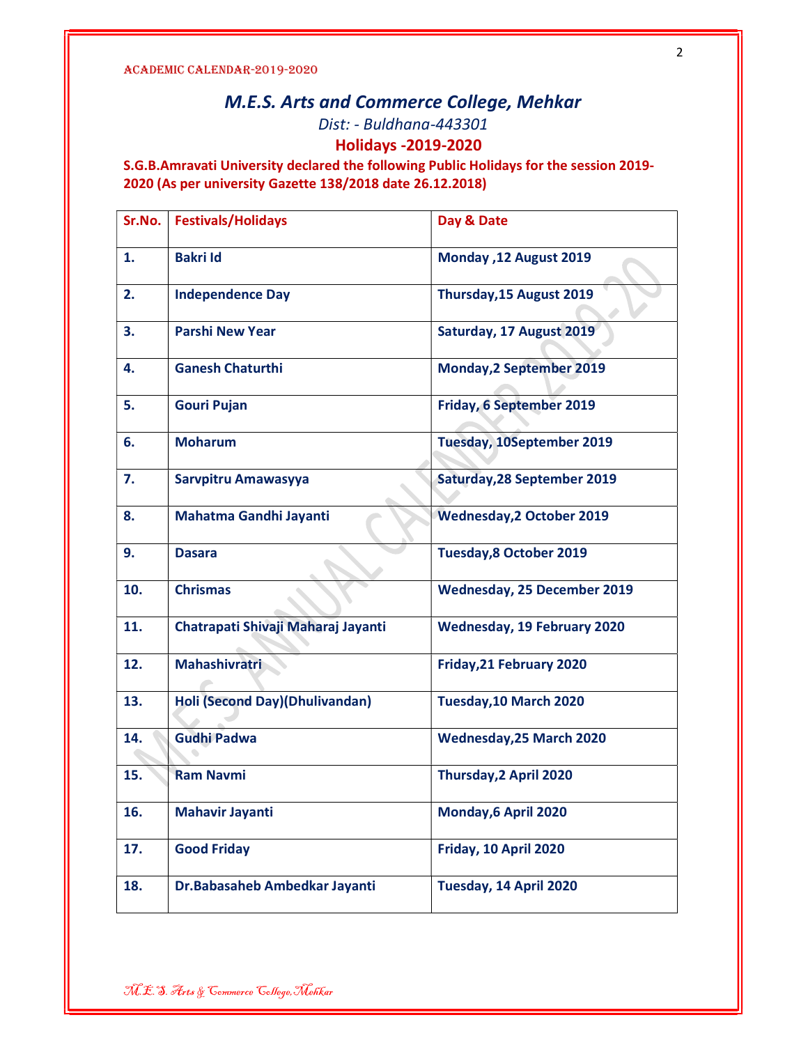# M.E.S. Arts and Commerce College, Mehkar

*Dist: - Buldhana-443301*

## Holidays -2019-2020

**S.G.B.Amravati University declared the following Public Holidays for the session 2019-2020 (As per university Gazette 138/2018 date 26.12.2018)**

| Sr.No. | Festivals/Holidays | Day & Date |
|---|---|---|
| 1. | Bakri Id | Monday ,12 August 2019 |
| 2. | Independence Day | Thursday,15 August 2019 |
| 3. | Parshi New Year | Saturday, 17 August 2019 |
| 4. | Ganesh Chaturthi | Monday,2 September 2019 |
| 5. | Gouri Pujan | Friday, 6 September 2019 |
| 6. | Moharum | Tuesday, 10September 2019 |
| 7. | Sarvpitru Amawasyya | Saturday,28 September 2019 |
| 8. | Mahatma Gandhi Jayanti | Wednesday,2 October 2019 |
| 9. | Dasara | Tuesday,8 October 2019 |
| 10. | Chrismas | Wednesday, 25 December 2019 |
| 11. | Chatrapati Shivaji Maharaj Jayanti | Wednesday, 19 February 2020 |
| 12. | Mahashivratri | Friday,21 February 2020 |
| 13. | Holi (Second Day)(Dhulivandan) | Tuesday,10 March 2020 |
| 14. | Gudhi Padwa | Wednesday,25 March 2020 |
| 15. | Ram Navmi | Thursday,2 April 2020 |
| 16. | Mahavir Jayanti | Monday,6 April 2020 |
| 17. | Good Friday | Friday, 10 April 2020 |
| 18. | Dr.Babasaheb Ambedkar Jayanti | Tuesday, 14 April 2020 |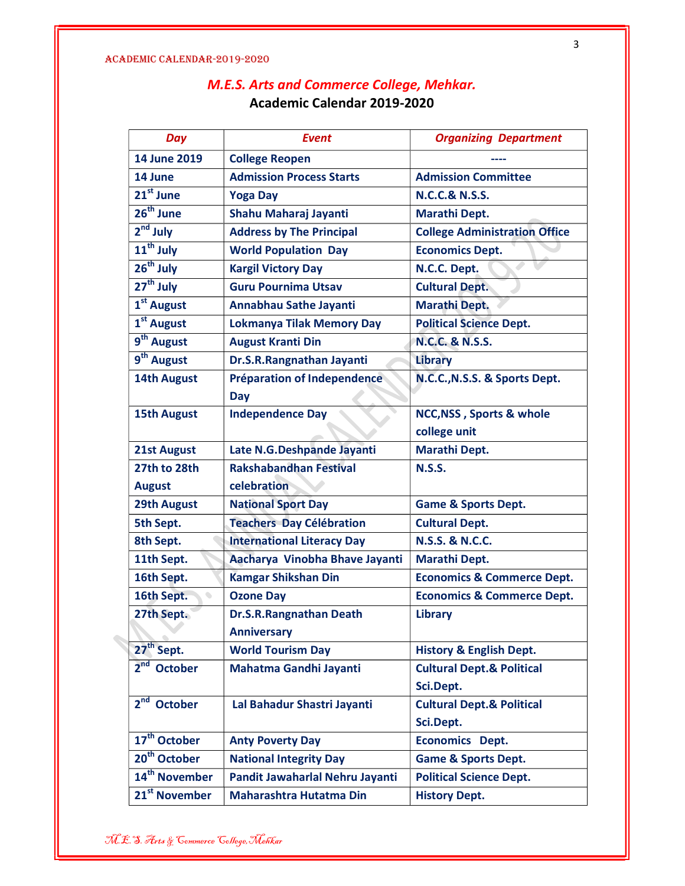# *M.E.S. Arts and Commerce College, Mehkar.*

## Academic Calendar 2019-2020

| *Day* | *Event* | *Organizing Department* |
|---|---|---|
| 14 June 2019 | College Reopen | ---- |
| 14 June | Admission Process Starts | Admission Committee |
| 21st June | Yoga Day | N.C.C.& N.S.S. |
| 26th June | Shahu Maharaj Jayanti | Marathi Dept. |
| 2nd July | Address by The Principal | College Administration Office |
| 11th July | World Population Day | Economics Dept. |
| 26th July | Kargil Victory Day | N.C.C. Dept. |
| 27th July | Guru Pournima Utsav | Cultural Dept. |
| 1st August | Annabhau Sathe Jayanti | Marathi Dept. |
| 1st August | Lokmanya Tilak Memory Day | Political Science Dept. |
| 9th August | August Kranti Din | N.C.C. & N.S.S. |
| 9th August | Dr.S.R.Rangnathan Jayanti | Library |
| 14th August | Préparation of Independence Day | N.C.C.,N.S.S. & Sports Dept. |
| 15th August | Independence Day | NCC,NSS , Sports & whole college unit |
| 21st August | Late N.G.Deshpande Jayanti | Marathi Dept. |
| 27th to 28th August | Rakshabandhan Festival celebration | N.S.S. |
| 29th August | National Sport Day | Game & Sports Dept. |
| 5th Sept. | Teachers Day Célébration | Cultural Dept. |
| 8th Sept. | International Literacy Day | N.S.S. & N.C.C. |
| 11th Sept. | Aacharya Vinobha Bhave Jayanti | Marathi Dept. |
| 16th Sept. | Kamgar Shikshan Din | Economics & Commerce Dept. |
| 16th Sept. | Ozone Day | Economics & Commerce Dept. |
| 27th Sept. | Dr.S.R.Rangnathan Death Anniversary | Library |
| 27th Sept. | World Tourism Day | History & English Dept. |
| 2nd October | Mahatma Gandhi Jayanti | Cultural Dept.& Political Sci.Dept. |
| 2nd October | Lal Bahadur Shastri Jayanti | Cultural Dept.& Political Sci.Dept. |
| 17th October | Anty Poverty Day | Economics Dept. |
| 20th October | National Integrity Day | Game & Sports Dept. |
| 14th November | Pandit Jawaharlal Nehru Jayanti | Political Science Dept. |
| 21st November | Maharashtra Hutatma Din | History Dept. |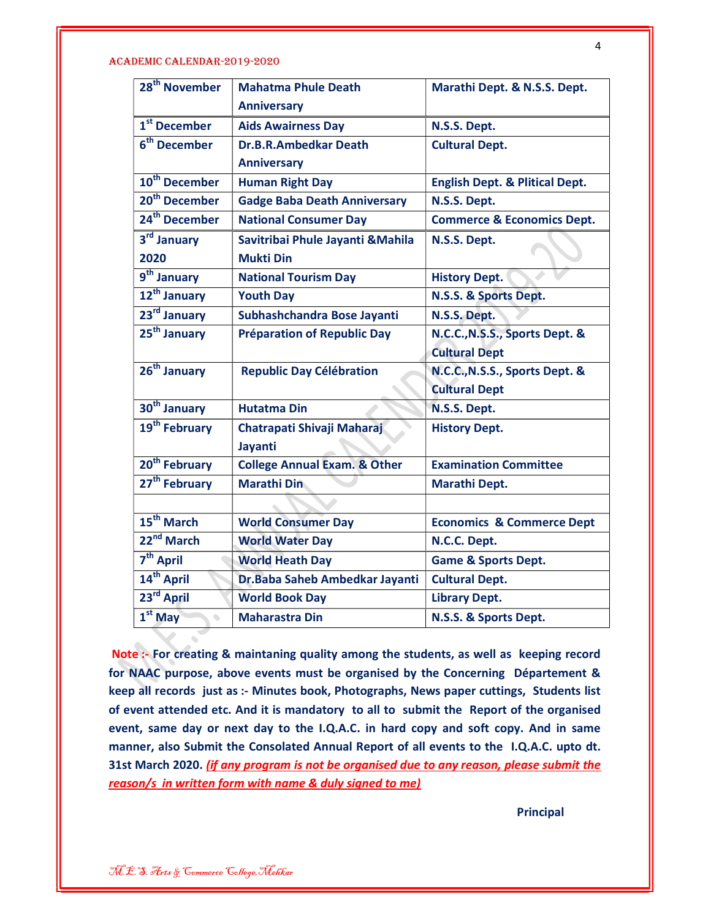| | | |
|---|---|---|
| 28th November | Mahatma Phule Death Anniversary | Marathi Dept. & N.S.S. Dept. |
| 1st December | Aids Awairness Day | N.S.S. Dept. |
| 6th December | Dr.B.R.Ambedkar Death Anniversary | Cultural Dept. |
| 10th December | Human Right Day | English Dept. & Plitical Dept. |
| 20th December | Gadge Baba Death Anniversary | N.S.S. Dept. |
| 24th December | National Consumer Day | Commerce & Economics Dept. |
| 3rd January 2020 | Savitribai Phule Jayanti &Mahila Mukti Din | N.S.S. Dept. |
| 9th January | National Tourism Day | History Dept. |
| 12th January | Youth Day | N.S.S. & Sports Dept. |
| 23rd January | Subhashchandra Bose Jayanti | N.S.S. Dept. |
| 25th January | Préparation of Republic Day | N.C.C.,N.S.S., Sports Dept. & Cultural Dept |
| 26th January | Republic Day Célébration | N.C.C.,N.S.S., Sports Dept. & Cultural Dept |
| 30th January | Hutatma Din | N.S.S. Dept. |
| 19th February | Chatrapati Shivaji Maharaj Jayanti | History Dept. |
| 20th February | College Annual Exam. & Other | Examination Committee |
| 27th February | Marathi Din | Marathi Dept. |
| | | |
| 15th March | World Consumer Day | Economics & Commerce Dept |
| 22nd March | World Water Day | N.C.C. Dept. |
| 7th April | World Heath Day | Game & Sports Dept. |
| 14th April | Dr.Baba Saheb Ambedkar Jayanti | Cultural Dept. |
| 23rd April | World Book Day | Library Dept. |
| 1st May | Maharastra Din | N.S.S. & Sports Dept. |

**Note :- For creating & maintaning quality among the students, as well as keeping record for NAAC purpose, above events must be organised by the Concerning Départment & keep all records just as :- Minutes book, Photographs, News paper cuttings, Students list of event attended etc. And it is mandatory to all to submit the Report of the organised event, same day or next day to the I.Q.A.C. in hard copy and soft copy. And in same manner, also Submit the Consolated Annual Report of all events to the I.Q.A.C. upto dt. 31st March 2020.** ***(if any program is not be organised due to any reason, please submit the reason/s in written form with name & duly signed to me)***

**Principal**